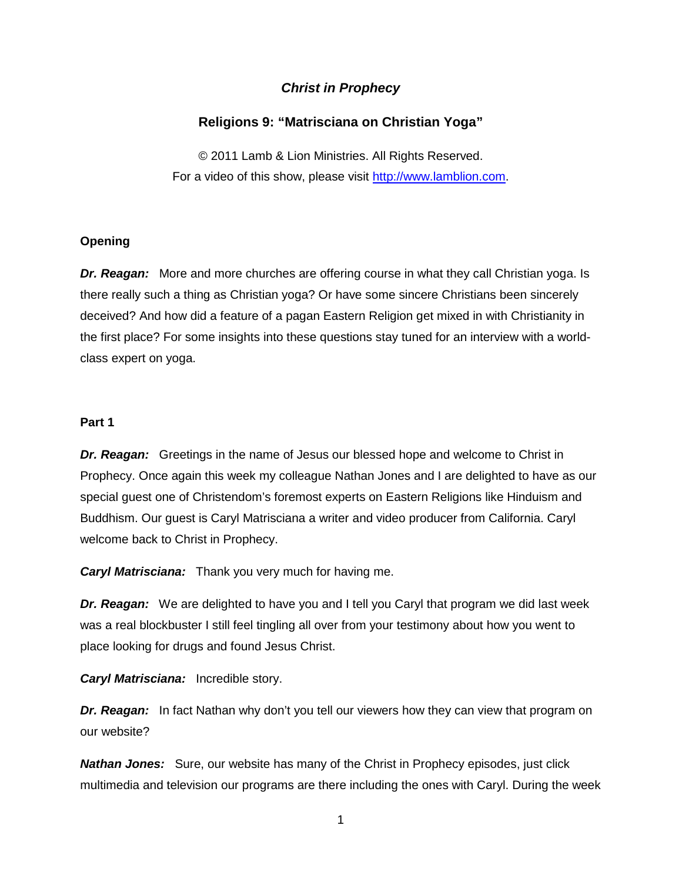# *Christ in Prophecy*

## Religions 9: "Matrisciana on Christian Yoga"

© 2011 Lamb & Lion Ministries. All Rights Reserved.
For a video of this show, please visit [http://www.lamblion.com](http://www.lamblion.com).

### Opening

***Dr. Reagan:*** More and more churches are offering course in what they call Christian yoga. Is there really such a thing as Christian yoga? Or have some sincere Christians been sincerely deceived? And how did a feature of a pagan Eastern Religion get mixed in with Christianity in the first place? For some insights into these questions stay tuned for an interview with a world-class expert on yoga.

### Part 1

***Dr. Reagan:*** Greetings in the name of Jesus our blessed hope and welcome to Christ in Prophecy. Once again this week my colleague Nathan Jones and I are delighted to have as our special guest one of Christendom's foremost experts on Eastern Religions like Hinduism and Buddhism. Our guest is Caryl Matrisciana a writer and video producer from California. Caryl welcome back to Christ in Prophecy.

***Caryl Matrisciana:*** Thank you very much for having me.

***Dr. Reagan:*** We are delighted to have you and I tell you Caryl that program we did last week was a real blockbuster I still feel tingling all over from your testimony about how you went to place looking for drugs and found Jesus Christ.

***Caryl Matrisciana:*** Incredible story.

***Dr. Reagan:*** In fact Nathan why don't you tell our viewers how they can view that program on our website?

***Nathan Jones:*** Sure, our website has many of the Christ in Prophecy episodes, just click multimedia and television our programs are there including the ones with Caryl. During the week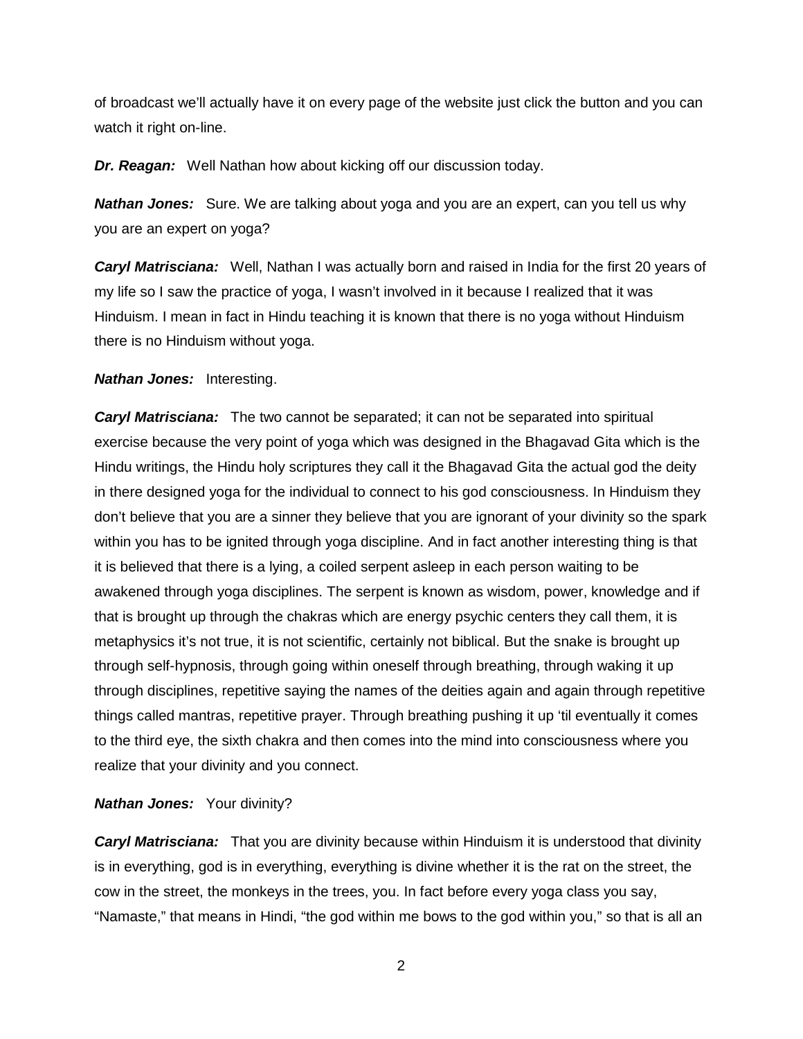of broadcast we'll actually have it on every page of the website just click the button and you can watch it right on-line.

***Dr. Reagan:*** Well Nathan how about kicking off our discussion today.

***Nathan Jones:*** Sure. We are talking about yoga and you are an expert, can you tell us why you are an expert on yoga?

***Caryl Matrisciana:*** Well, Nathan I was actually born and raised in India for the first 20 years of my life so I saw the practice of yoga, I wasn't involved in it because I realized that it was Hinduism. I mean in fact in Hindu teaching it is known that there is no yoga without Hinduism there is no Hinduism without yoga.

***Nathan Jones:*** Interesting.

***Caryl Matrisciana:*** The two cannot be separated; it can not be separated into spiritual exercise because the very point of yoga which was designed in the Bhagavad Gita which is the Hindu writings, the Hindu holy scriptures they call it the Bhagavad Gita the actual god the deity in there designed yoga for the individual to connect to his god consciousness. In Hinduism they don't believe that you are a sinner they believe that you are ignorant of your divinity so the spark within you has to be ignited through yoga discipline. And in fact another interesting thing is that it is believed that there is a lying, a coiled serpent asleep in each person waiting to be awakened through yoga disciplines. The serpent is known as wisdom, power, knowledge and if that is brought up through the chakras which are energy psychic centers they call them, it is metaphysics it's not true, it is not scientific, certainly not biblical. But the snake is brought up through self-hypnosis, through going within oneself through breathing, through waking it up through disciplines, repetitive saying the names of the deities again and again through repetitive things called mantras, repetitive prayer. Through breathing pushing it up 'til eventually it comes to the third eye, the sixth chakra and then comes into the mind into consciousness where you realize that your divinity and you connect.

***Nathan Jones:*** Your divinity?

***Caryl Matrisciana:*** That you are divinity because within Hinduism it is understood that divinity is in everything, god is in everything, everything is divine whether it is the rat on the street, the cow in the street, the monkeys in the trees, you. In fact before every yoga class you say, "Namaste," that means in Hindi, "the god within me bows to the god within you," so that is all an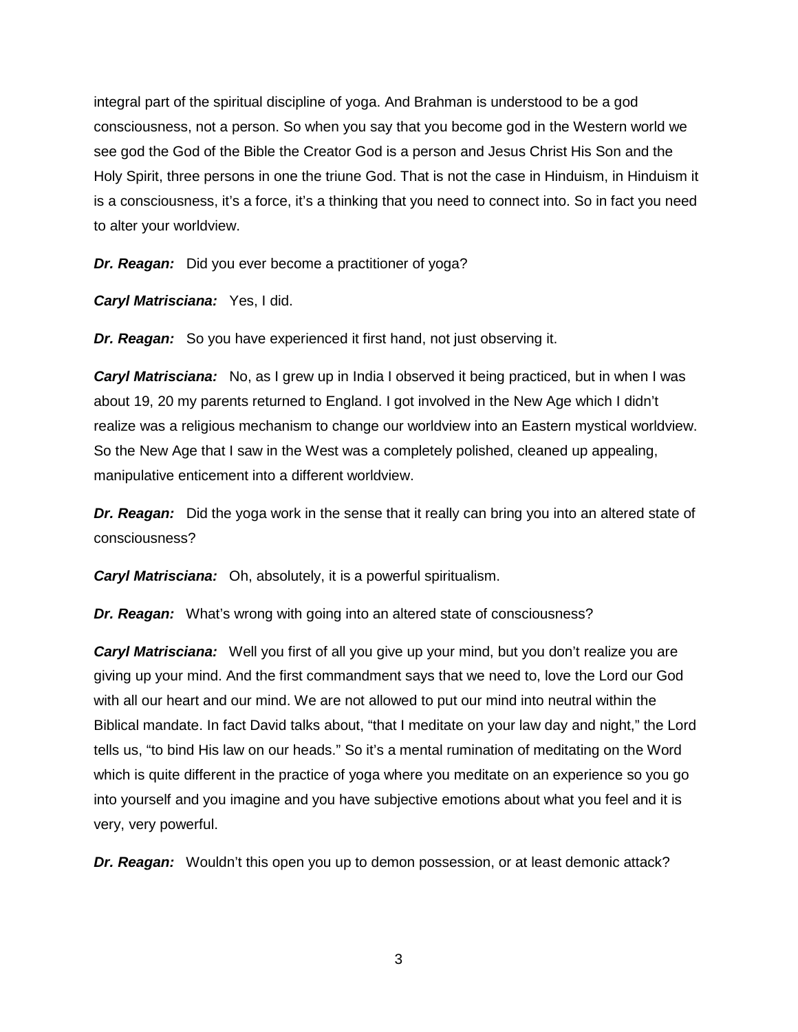integral part of the spiritual discipline of yoga. And Brahman is understood to be a god consciousness, not a person. So when you say that you become god in the Western world we see god the God of the Bible the Creator God is a person and Jesus Christ His Son and the Holy Spirit, three persons in one the triune God. That is not the case in Hinduism, in Hinduism it is a consciousness, it's a force, it's a thinking that you need to connect into. So in fact you need to alter your worldview.

***Dr. Reagan:*** Did you ever become a practitioner of yoga?

***Caryl Matrisciana:*** Yes, I did.

***Dr. Reagan:*** So you have experienced it first hand, not just observing it.

***Caryl Matrisciana:*** No, as I grew up in India I observed it being practiced, but in when I was about 19, 20 my parents returned to England. I got involved in the New Age which I didn't realize was a religious mechanism to change our worldview into an Eastern mystical worldview. So the New Age that I saw in the West was a completely polished, cleaned up appealing, manipulative enticement into a different worldview.

***Dr. Reagan:*** Did the yoga work in the sense that it really can bring you into an altered state of consciousness?

***Caryl Matrisciana:*** Oh, absolutely, it is a powerful spiritualism.

***Dr. Reagan:*** What's wrong with going into an altered state of consciousness?

***Caryl Matrisciana:*** Well you first of all you give up your mind, but you don't realize you are giving up your mind. And the first commandment says that we need to, love the Lord our God with all our heart and our mind. We are not allowed to put our mind into neutral within the Biblical mandate. In fact David talks about, "that I meditate on your law day and night," the Lord tells us, "to bind His law on our heads." So it's a mental rumination of meditating on the Word which is quite different in the practice of yoga where you meditate on an experience so you go into yourself and you imagine and you have subjective emotions about what you feel and it is very, very powerful.

***Dr. Reagan:*** Wouldn't this open you up to demon possession, or at least demonic attack?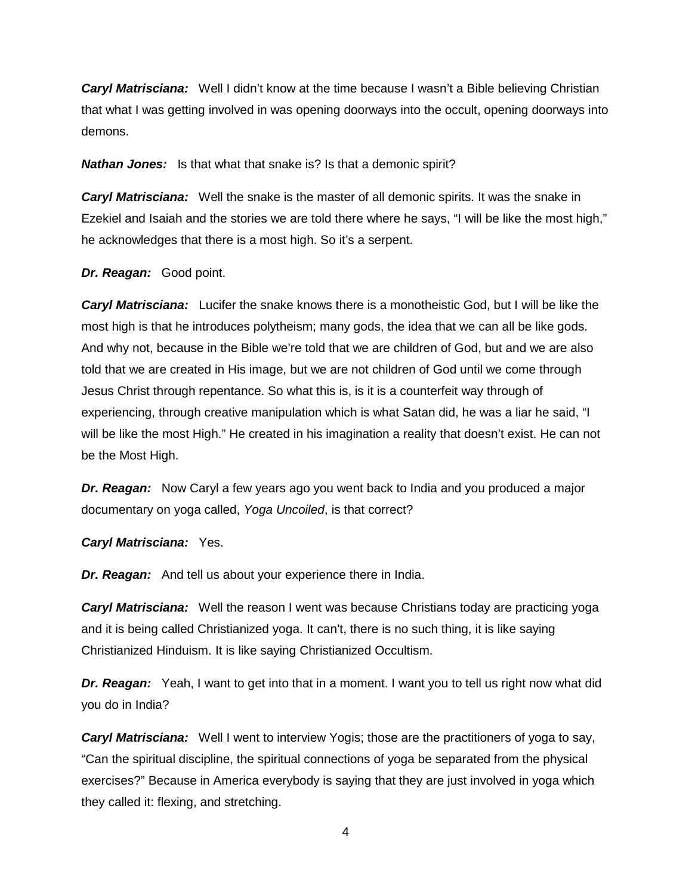***Caryl Matrisciana:*** Well I didn't know at the time because I wasn't a Bible believing Christian that what I was getting involved in was opening doorways into the occult, opening doorways into demons.

***Nathan Jones:*** Is that what that snake is? Is that a demonic spirit?

***Caryl Matrisciana:*** Well the snake is the master of all demonic spirits. It was the snake in Ezekiel and Isaiah and the stories we are told there where he says, "I will be like the most high," he acknowledges that there is a most high. So it's a serpent.

***Dr. Reagan:*** Good point.

***Caryl Matrisciana:*** Lucifer the snake knows there is a monotheistic God, but I will be like the most high is that he introduces polytheism; many gods, the idea that we can all be like gods. And why not, because in the Bible we're told that we are children of God, but and we are also told that we are created in His image, but we are not children of God until we come through Jesus Christ through repentance. So what this is, is it is a counterfeit way through of experiencing, through creative manipulation which is what Satan did, he was a liar he said, "I will be like the most High." He created in his imagination a reality that doesn't exist. He can not be the Most High.

***Dr. Reagan:*** Now Caryl a few years ago you went back to India and you produced a major documentary on yoga called, *Yoga Uncoiled*, is that correct?

***Caryl Matrisciana:*** Yes.

***Dr. Reagan:*** And tell us about your experience there in India.

***Caryl Matrisciana:*** Well the reason I went was because Christians today are practicing yoga and it is being called Christianized yoga. It can't, there is no such thing, it is like saying Christianized Hinduism. It is like saying Christianized Occultism.

***Dr. Reagan:*** Yeah, I want to get into that in a moment. I want you to tell us right now what did you do in India?

***Caryl Matrisciana:*** Well I went to interview Yogis; those are the practitioners of yoga to say, "Can the spiritual discipline, the spiritual connections of yoga be separated from the physical exercises?" Because in America everybody is saying that they are just involved in yoga which they called it: flexing, and stretching.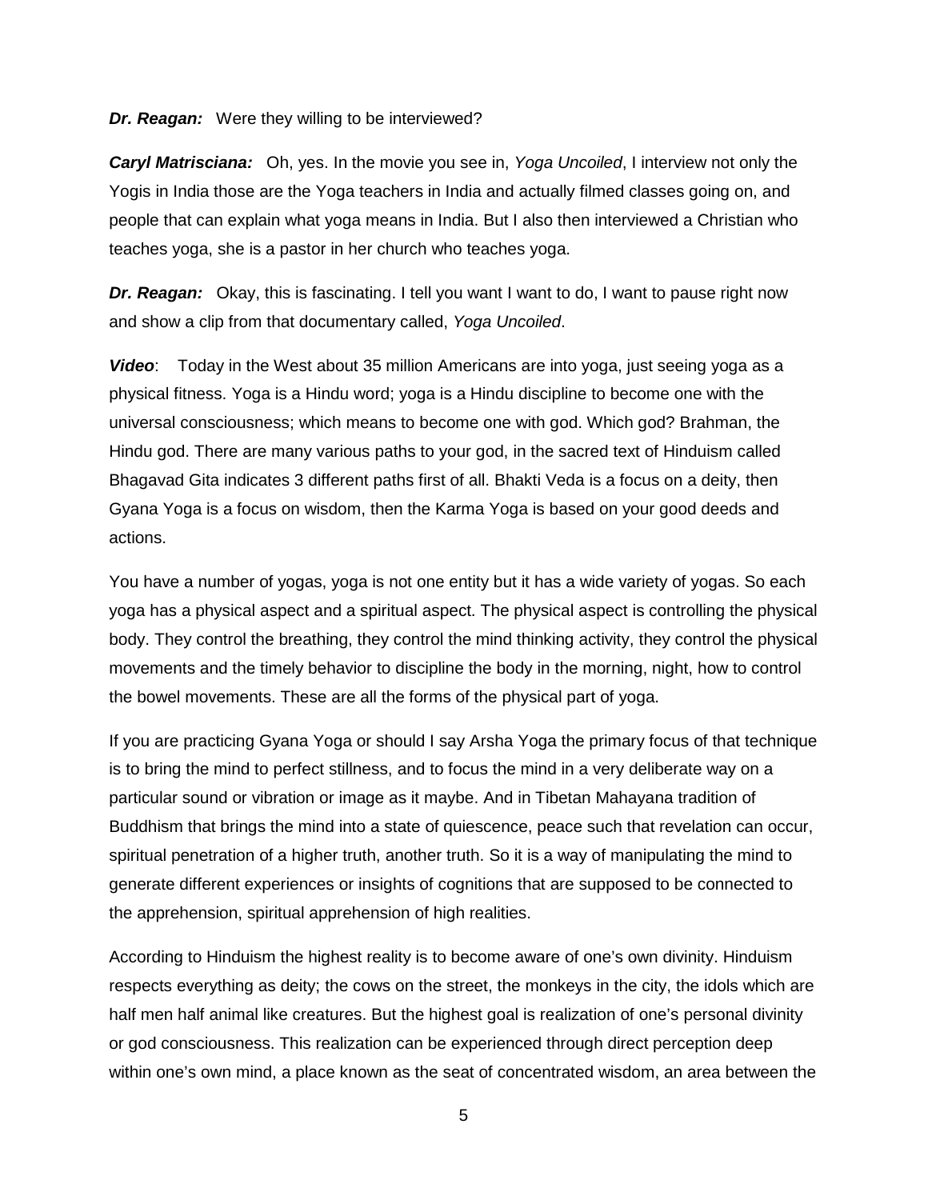***Dr. Reagan:*** Were they willing to be interviewed?

***Caryl Matrisciana:*** Oh, yes. In the movie you see in, *Yoga Uncoiled*, I interview not only the Yogis in India those are the Yoga teachers in India and actually filmed classes going on, and people that can explain what yoga means in India. But I also then interviewed a Christian who teaches yoga, she is a pastor in her church who teaches yoga.

***Dr. Reagan:*** Okay, this is fascinating. I tell you want I want to do, I want to pause right now and show a clip from that documentary called, *Yoga Uncoiled*.

***Video***: Today in the West about 35 million Americans are into yoga, just seeing yoga as a physical fitness. Yoga is a Hindu word; yoga is a Hindu discipline to become one with the universal consciousness; which means to become one with god. Which god? Brahman, the Hindu god. There are many various paths to your god, in the sacred text of Hinduism called Bhagavad Gita indicates 3 different paths first of all. Bhakti Veda is a focus on a deity, then Gyana Yoga is a focus on wisdom, then the Karma Yoga is based on your good deeds and actions.

You have a number of yogas, yoga is not one entity but it has a wide variety of yogas. So each yoga has a physical aspect and a spiritual aspect. The physical aspect is controlling the physical body. They control the breathing, they control the mind thinking activity, they control the physical movements and the timely behavior to discipline the body in the morning, night, how to control the bowel movements. These are all the forms of the physical part of yoga.

If you are practicing Gyana Yoga or should I say Arsha Yoga the primary focus of that technique is to bring the mind to perfect stillness, and to focus the mind in a very deliberate way on a particular sound or vibration or image as it maybe. And in Tibetan Mahayana tradition of Buddhism that brings the mind into a state of quiescence, peace such that revelation can occur, spiritual penetration of a higher truth, another truth. So it is a way of manipulating the mind to generate different experiences or insights of cognitions that are supposed to be connected to the apprehension, spiritual apprehension of high realities.

According to Hinduism the highest reality is to become aware of one's own divinity. Hinduism respects everything as deity; the cows on the street, the monkeys in the city, the idols which are half men half animal like creatures. But the highest goal is realization of one's personal divinity or god consciousness. This realization can be experienced through direct perception deep within one's own mind, a place known as the seat of concentrated wisdom, an area between the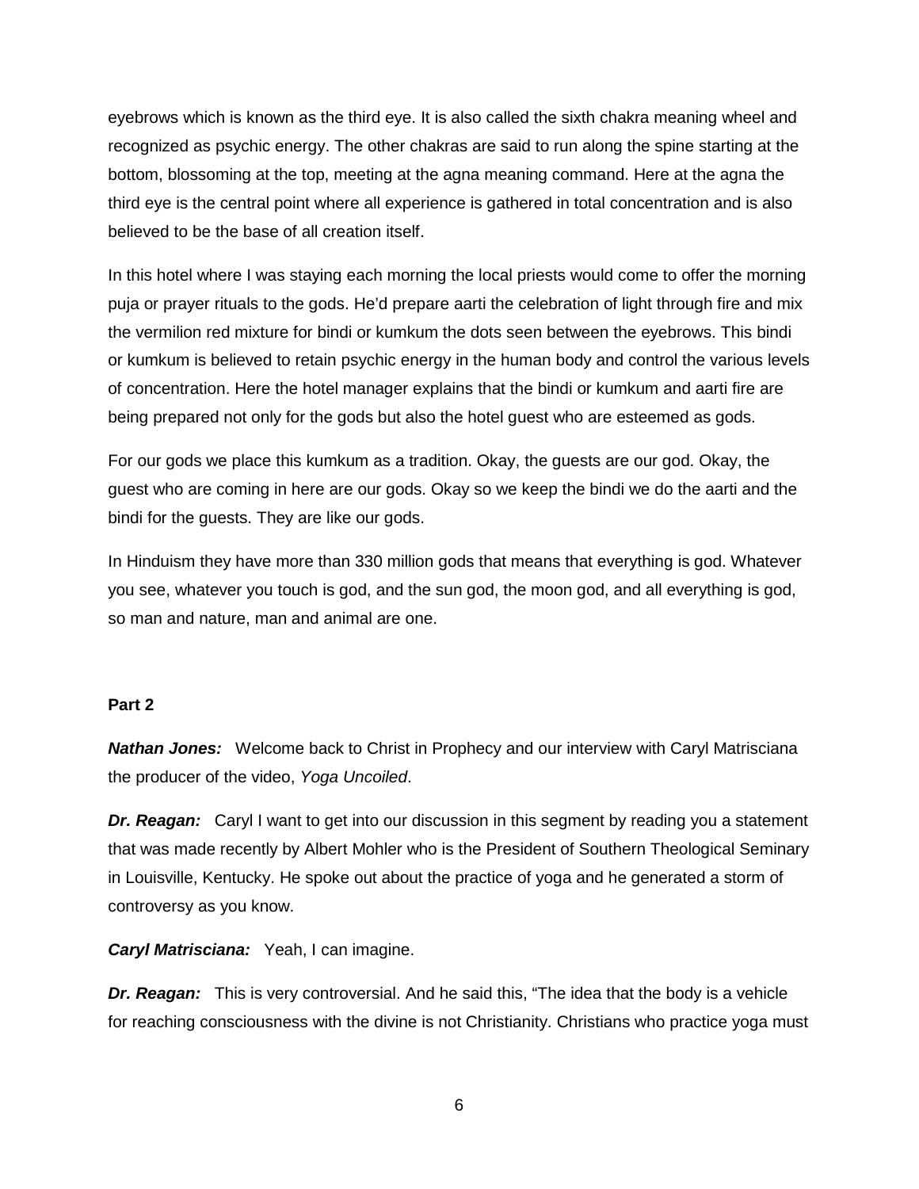eyebrows which is known as the third eye. It is also called the sixth chakra meaning wheel and recognized as psychic energy. The other chakras are said to run along the spine starting at the bottom, blossoming at the top, meeting at the agna meaning command. Here at the agna the third eye is the central point where all experience is gathered in total concentration and is also believed to be the base of all creation itself.

In this hotel where I was staying each morning the local priests would come to offer the morning puja or prayer rituals to the gods. He'd prepare aarti the celebration of light through fire and mix the vermilion red mixture for bindi or kumkum the dots seen between the eyebrows. This bindi or kumkum is believed to retain psychic energy in the human body and control the various levels of concentration. Here the hotel manager explains that the bindi or kumkum and aarti fire are being prepared not only for the gods but also the hotel guest who are esteemed as gods.

For our gods we place this kumkum as a tradition. Okay, the guests are our god. Okay, the guest who are coming in here are our gods. Okay so we keep the bindi we do the aarti and the bindi for the guests. They are like our gods.

In Hinduism they have more than 330 million gods that means that everything is god. Whatever you see, whatever you touch is god, and the sun god, the moon god, and all everything is god, so man and nature, man and animal are one.

**Part 2**

***Nathan Jones:*** Welcome back to Christ in Prophecy and our interview with Caryl Matrisciana the producer of the video, *Yoga Uncoiled*.

***Dr. Reagan:*** Caryl I want to get into our discussion in this segment by reading you a statement that was made recently by Albert Mohler who is the President of Southern Theological Seminary in Louisville, Kentucky. He spoke out about the practice of yoga and he generated a storm of controversy as you know.

***Caryl Matrisciana:*** Yeah, I can imagine.

***Dr. Reagan:*** This is very controversial. And he said this, "The idea that the body is a vehicle for reaching consciousness with the divine is not Christianity. Christians who practice yoga must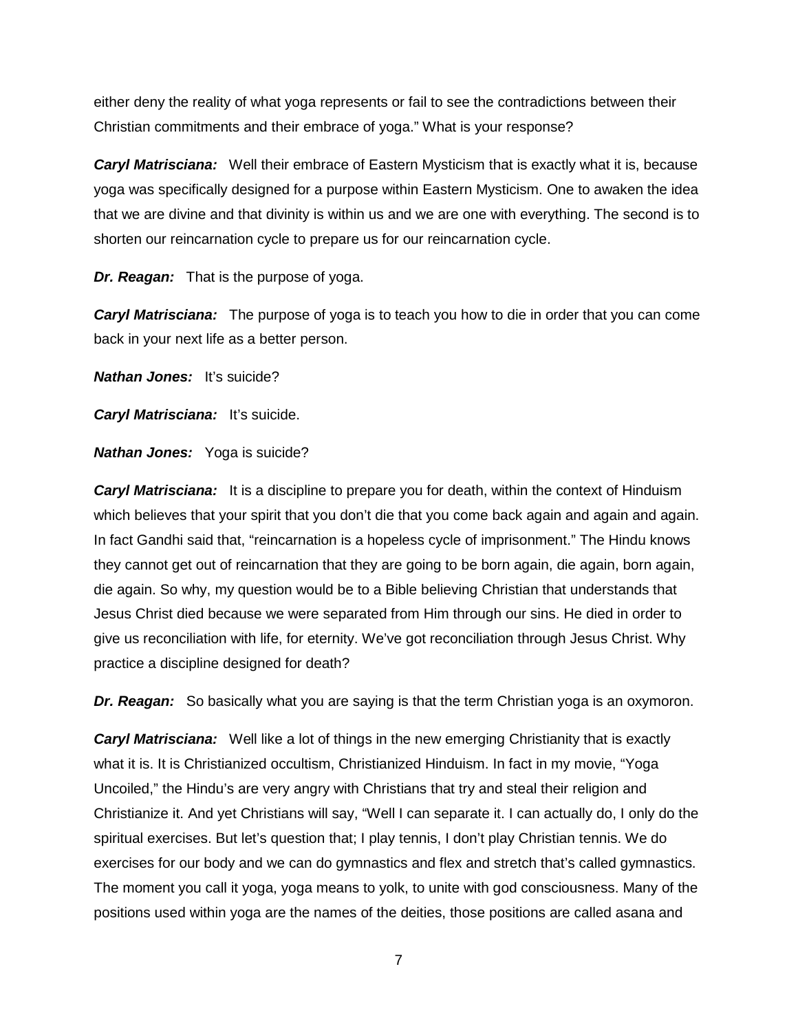either deny the reality of what yoga represents or fail to see the contradictions between their Christian commitments and their embrace of yoga." What is your response?

***Caryl Matrisciana:*** Well their embrace of Eastern Mysticism that is exactly what it is, because yoga was specifically designed for a purpose within Eastern Mysticism. One to awaken the idea that we are divine and that divinity is within us and we are one with everything. The second is to shorten our reincarnation cycle to prepare us for our reincarnation cycle.

***Dr. Reagan:*** That is the purpose of yoga.

***Caryl Matrisciana:*** The purpose of yoga is to teach you how to die in order that you can come back in your next life as a better person.

***Nathan Jones:*** It's suicide?

***Caryl Matrisciana:*** It's suicide.

***Nathan Jones:*** Yoga is suicide?

***Caryl Matrisciana:*** It is a discipline to prepare you for death, within the context of Hinduism which believes that your spirit that you don't die that you come back again and again and again. In fact Gandhi said that, "reincarnation is a hopeless cycle of imprisonment." The Hindu knows they cannot get out of reincarnation that they are going to be born again, die again, born again, die again. So why, my question would be to a Bible believing Christian that understands that Jesus Christ died because we were separated from Him through our sins. He died in order to give us reconciliation with life, for eternity. We've got reconciliation through Jesus Christ. Why practice a discipline designed for death?

***Dr. Reagan:*** So basically what you are saying is that the term Christian yoga is an oxymoron.

***Caryl Matrisciana:*** Well like a lot of things in the new emerging Christianity that is exactly what it is. It is Christianized occultism, Christianized Hinduism. In fact in my movie, "Yoga Uncoiled," the Hindu's are very angry with Christians that try and steal their religion and Christianize it. And yet Christians will say, "Well I can separate it. I can actually do, I only do the spiritual exercises. But let's question that; I play tennis, I don't play Christian tennis. We do exercises for our body and we can do gymnastics and flex and stretch that's called gymnastics. The moment you call it yoga, yoga means to yolk, to unite with god consciousness. Many of the positions used within yoga are the names of the deities, those positions are called asana and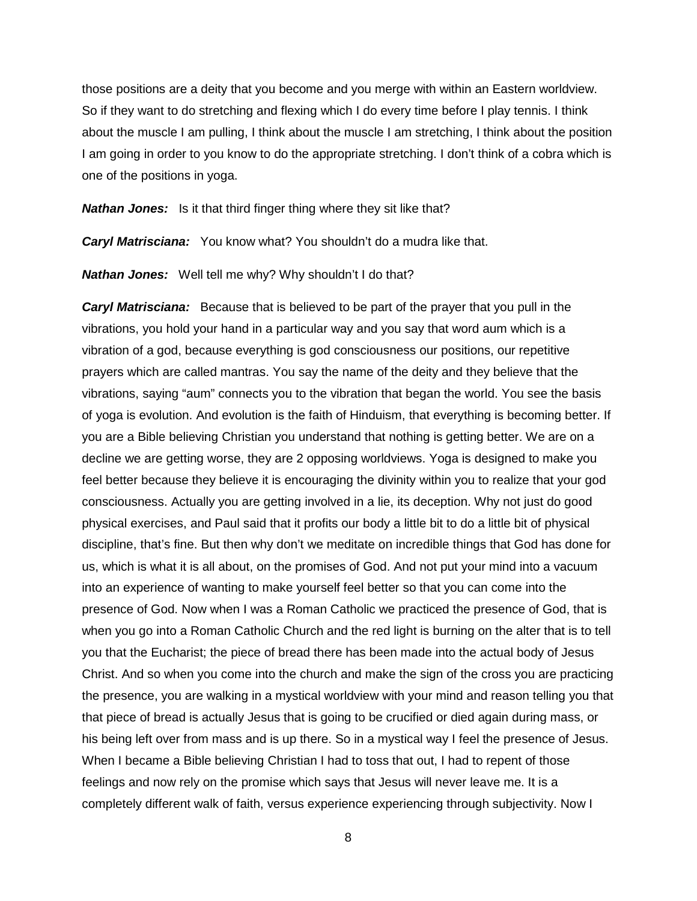those positions are a deity that you become and you merge with within an Eastern worldview. So if they want to do stretching and flexing which I do every time before I play tennis. I think about the muscle I am pulling, I think about the muscle I am stretching, I think about the position I am going in order to you know to do the appropriate stretching. I don't think of a cobra which is one of the positions in yoga.

***Nathan Jones:*** Is it that third finger thing where they sit like that?

***Caryl Matrisciana:*** You know what? You shouldn't do a mudra like that.

***Nathan Jones:*** Well tell me why? Why shouldn't I do that?

***Caryl Matrisciana:*** Because that is believed to be part of the prayer that you pull in the vibrations, you hold your hand in a particular way and you say that word aum which is a vibration of a god, because everything is god consciousness our positions, our repetitive prayers which are called mantras. You say the name of the deity and they believe that the vibrations, saying "aum" connects you to the vibration that began the world. You see the basis of yoga is evolution. And evolution is the faith of Hinduism, that everything is becoming better. If you are a Bible believing Christian you understand that nothing is getting better. We are on a decline we are getting worse, they are 2 opposing worldviews. Yoga is designed to make you feel better because they believe it is encouraging the divinity within you to realize that your god consciousness. Actually you are getting involved in a lie, its deception. Why not just do good physical exercises, and Paul said that it profits our body a little bit to do a little bit of physical discipline, that's fine. But then why don't we meditate on incredible things that God has done for us, which is what it is all about, on the promises of God. And not put your mind into a vacuum into an experience of wanting to make yourself feel better so that you can come into the presence of God. Now when I was a Roman Catholic we practiced the presence of God, that is when you go into a Roman Catholic Church and the red light is burning on the alter that is to tell you that the Eucharist; the piece of bread there has been made into the actual body of Jesus Christ. And so when you come into the church and make the sign of the cross you are practicing the presence, you are walking in a mystical worldview with your mind and reason telling you that that piece of bread is actually Jesus that is going to be crucified or died again during mass, or his being left over from mass and is up there. So in a mystical way I feel the presence of Jesus. When I became a Bible believing Christian I had to toss that out, I had to repent of those feelings and now rely on the promise which says that Jesus will never leave me. It is a completely different walk of faith, versus experience experiencing through subjectivity. Now I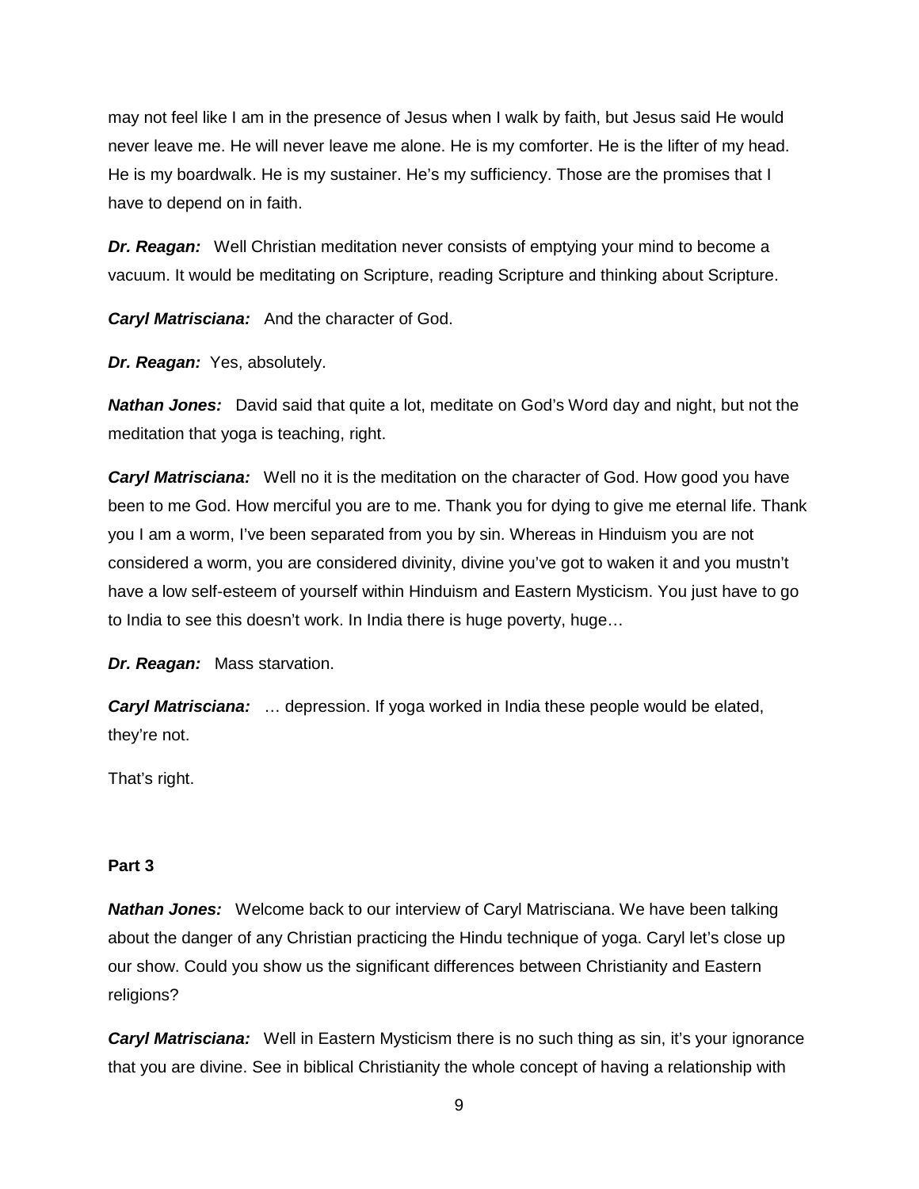may not feel like I am in the presence of Jesus when I walk by faith, but Jesus said He would never leave me. He will never leave me alone. He is my comforter. He is the lifter of my head. He is my boardwalk. He is my sustainer. He's my sufficiency. Those are the promises that I have to depend on in faith.

***Dr. Reagan:*** Well Christian meditation never consists of emptying your mind to become a vacuum. It would be meditating on Scripture, reading Scripture and thinking about Scripture.

***Caryl Matrisciana:*** And the character of God.

***Dr. Reagan:*** Yes, absolutely.

***Nathan Jones:*** David said that quite a lot, meditate on God's Word day and night, but not the meditation that yoga is teaching, right.

***Caryl Matrisciana:*** Well no it is the meditation on the character of God. How good you have been to me God. How merciful you are to me. Thank you for dying to give me eternal life. Thank you I am a worm, I've been separated from you by sin. Whereas in Hinduism you are not considered a worm, you are considered divinity, divine you've got to waken it and you mustn't have a low self-esteem of yourself within Hinduism and Eastern Mysticism. You just have to go to India to see this doesn't work. In India there is huge poverty, huge…

***Dr. Reagan:*** Mass starvation.

***Caryl Matrisciana:*** … depression. If yoga worked in India these people would be elated, they're not.

That's right.

**Part 3**

***Nathan Jones:*** Welcome back to our interview of Caryl Matrisciana. We have been talking about the danger of any Christian practicing the Hindu technique of yoga. Caryl let's close up our show. Could you show us the significant differences between Christianity and Eastern religions?

***Caryl Matrisciana:*** Well in Eastern Mysticism there is no such thing as sin, it's your ignorance that you are divine. See in biblical Christianity the whole concept of having a relationship with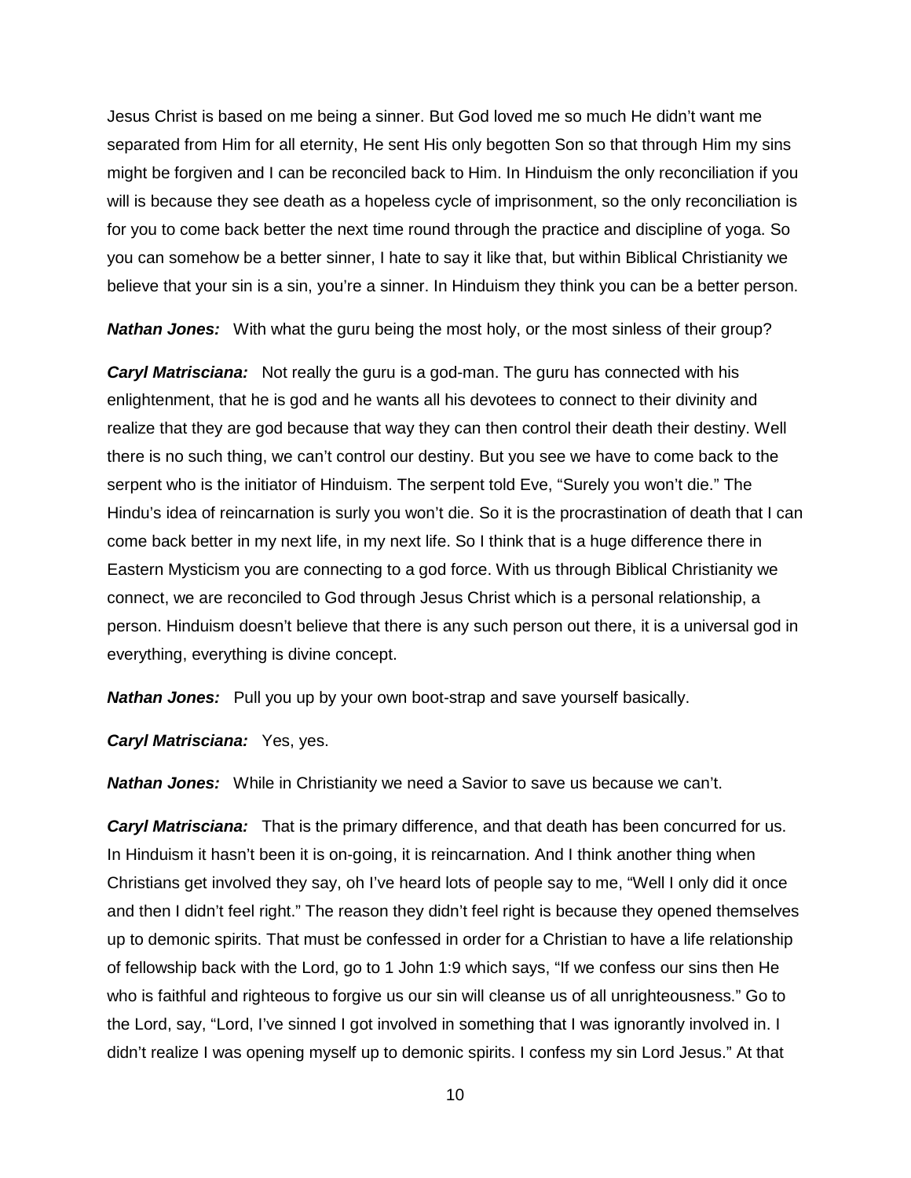Jesus Christ is based on me being a sinner. But God loved me so much He didn't want me separated from Him for all eternity, He sent His only begotten Son so that through Him my sins might be forgiven and I can be reconciled back to Him. In Hinduism the only reconciliation if you will is because they see death as a hopeless cycle of imprisonment, so the only reconciliation is for you to come back better the next time round through the practice and discipline of yoga. So you can somehow be a better sinner, I hate to say it like that, but within Biblical Christianity we believe that your sin is a sin, you're a sinner. In Hinduism they think you can be a better person.

***Nathan Jones:*** With what the guru being the most holy, or the most sinless of their group?

***Caryl Matrisciana:*** Not really the guru is a god-man. The guru has connected with his enlightenment, that he is god and he wants all his devotees to connect to their divinity and realize that they are god because that way they can then control their death their destiny. Well there is no such thing, we can't control our destiny. But you see we have to come back to the serpent who is the initiator of Hinduism. The serpent told Eve, "Surely you won't die." The Hindu's idea of reincarnation is surly you won't die. So it is the procrastination of death that I can come back better in my next life, in my next life. So I think that is a huge difference there in Eastern Mysticism you are connecting to a god force. With us through Biblical Christianity we connect, we are reconciled to God through Jesus Christ which is a personal relationship, a person. Hinduism doesn't believe that there is any such person out there, it is a universal god in everything, everything is divine concept.

***Nathan Jones:*** Pull you up by your own boot-strap and save yourself basically.

***Caryl Matrisciana:*** Yes, yes.

***Nathan Jones:*** While in Christianity we need a Savior to save us because we can't.

***Caryl Matrisciana:*** That is the primary difference, and that death has been concurred for us. In Hinduism it hasn't been it is on-going, it is reincarnation. And I think another thing when Christians get involved they say, oh I've heard lots of people say to me, "Well I only did it once and then I didn't feel right." The reason they didn't feel right is because they opened themselves up to demonic spirits. That must be confessed in order for a Christian to have a life relationship of fellowship back with the Lord, go to 1 John 1:9 which says, "If we confess our sins then He who is faithful and righteous to forgive us our sin will cleanse us of all unrighteousness." Go to the Lord, say, "Lord, I've sinned I got involved in something that I was ignorantly involved in. I didn't realize I was opening myself up to demonic spirits. I confess my sin Lord Jesus." At that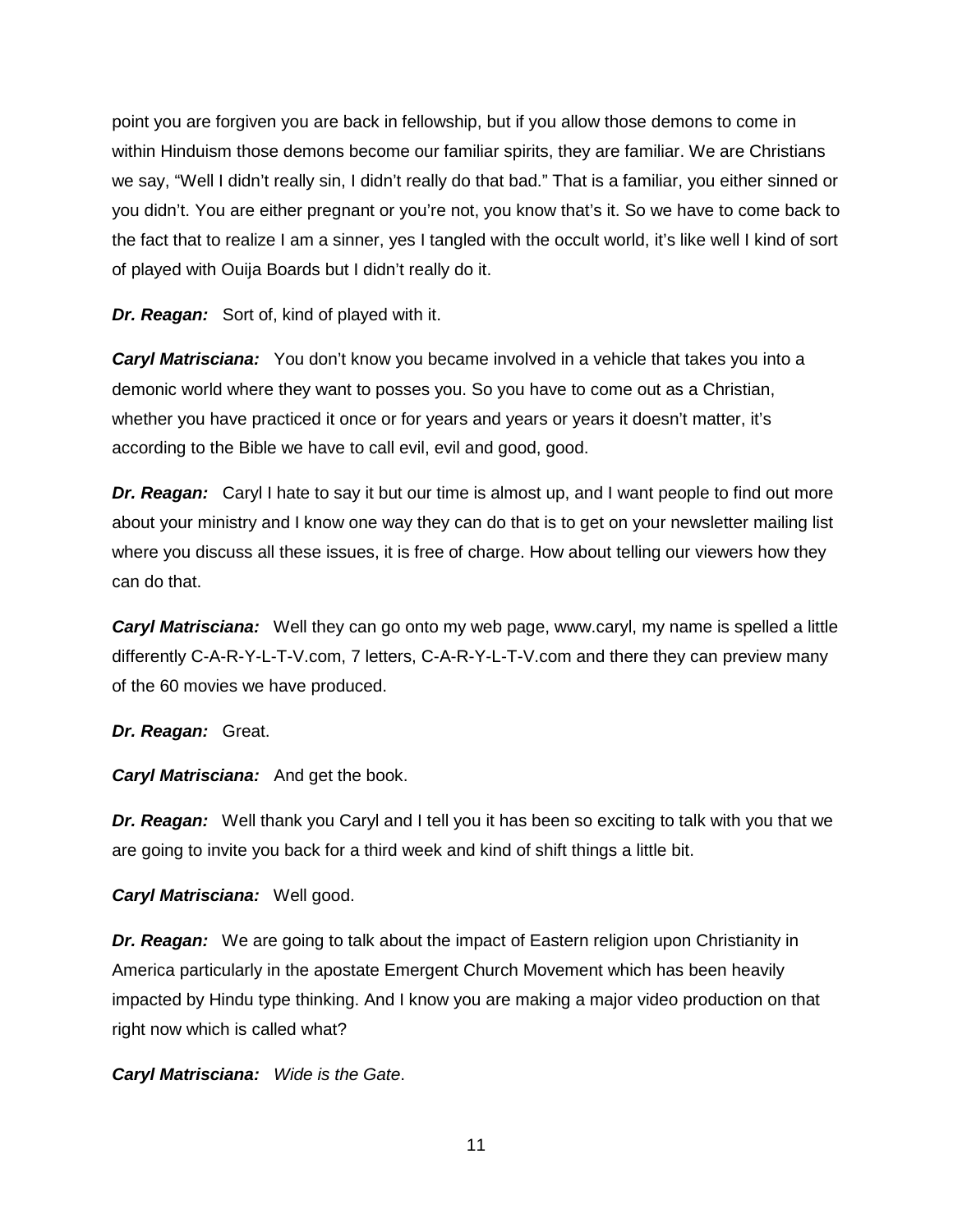point you are forgiven you are back in fellowship, but if you allow those demons to come in within Hinduism those demons become our familiar spirits, they are familiar. We are Christians we say, "Well I didn't really sin, I didn't really do that bad." That is a familiar, you either sinned or you didn't. You are either pregnant or you're not, you know that's it. So we have to come back to the fact that to realize I am a sinner, yes I tangled with the occult world, it's like well I kind of sort of played with Ouija Boards but I didn't really do it.

***Dr. Reagan:*** Sort of, kind of played with it.

***Caryl Matrisciana:*** You don't know you became involved in a vehicle that takes you into a demonic world where they want to posses you. So you have to come out as a Christian, whether you have practiced it once or for years and years or years it doesn't matter, it's according to the Bible we have to call evil, evil and good, good.

***Dr. Reagan:*** Caryl I hate to say it but our time is almost up, and I want people to find out more about your ministry and I know one way they can do that is to get on your newsletter mailing list where you discuss all these issues, it is free of charge. How about telling our viewers how they can do that.

***Caryl Matrisciana:*** Well they can go onto my web page, www.caryl, my name is spelled a little differently C-A-R-Y-L-T-V.com, 7 letters, C-A-R-Y-L-T-V.com and there they can preview many of the 60 movies we have produced.

***Dr. Reagan:*** Great.

***Caryl Matrisciana:*** And get the book.

***Dr. Reagan:*** Well thank you Caryl and I tell you it has been so exciting to talk with you that we are going to invite you back for a third week and kind of shift things a little bit.

***Caryl Matrisciana:*** Well good.

***Dr. Reagan:*** We are going to talk about the impact of Eastern religion upon Christianity in America particularly in the apostate Emergent Church Movement which has been heavily impacted by Hindu type thinking. And I know you are making a major video production on that right now which is called what?

***Caryl Matrisciana:*** *Wide is the Gate*.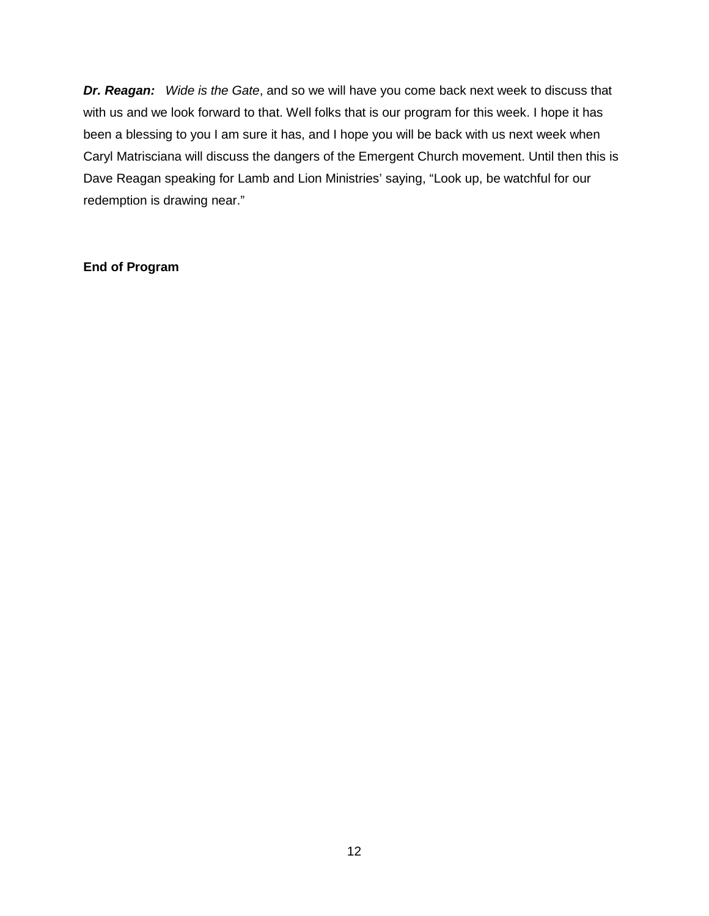***Dr. Reagan:*** *Wide is the Gate*, and so we will have you come back next week to discuss that with us and we look forward to that. Well folks that is our program for this week. I hope it has been a blessing to you I am sure it has, and I hope you will be back with us next week when Caryl Matrisciana will discuss the dangers of the Emergent Church movement. Until then this is Dave Reagan speaking for Lamb and Lion Ministries' saying, "Look up, be watchful for our redemption is drawing near."

**End of Program**